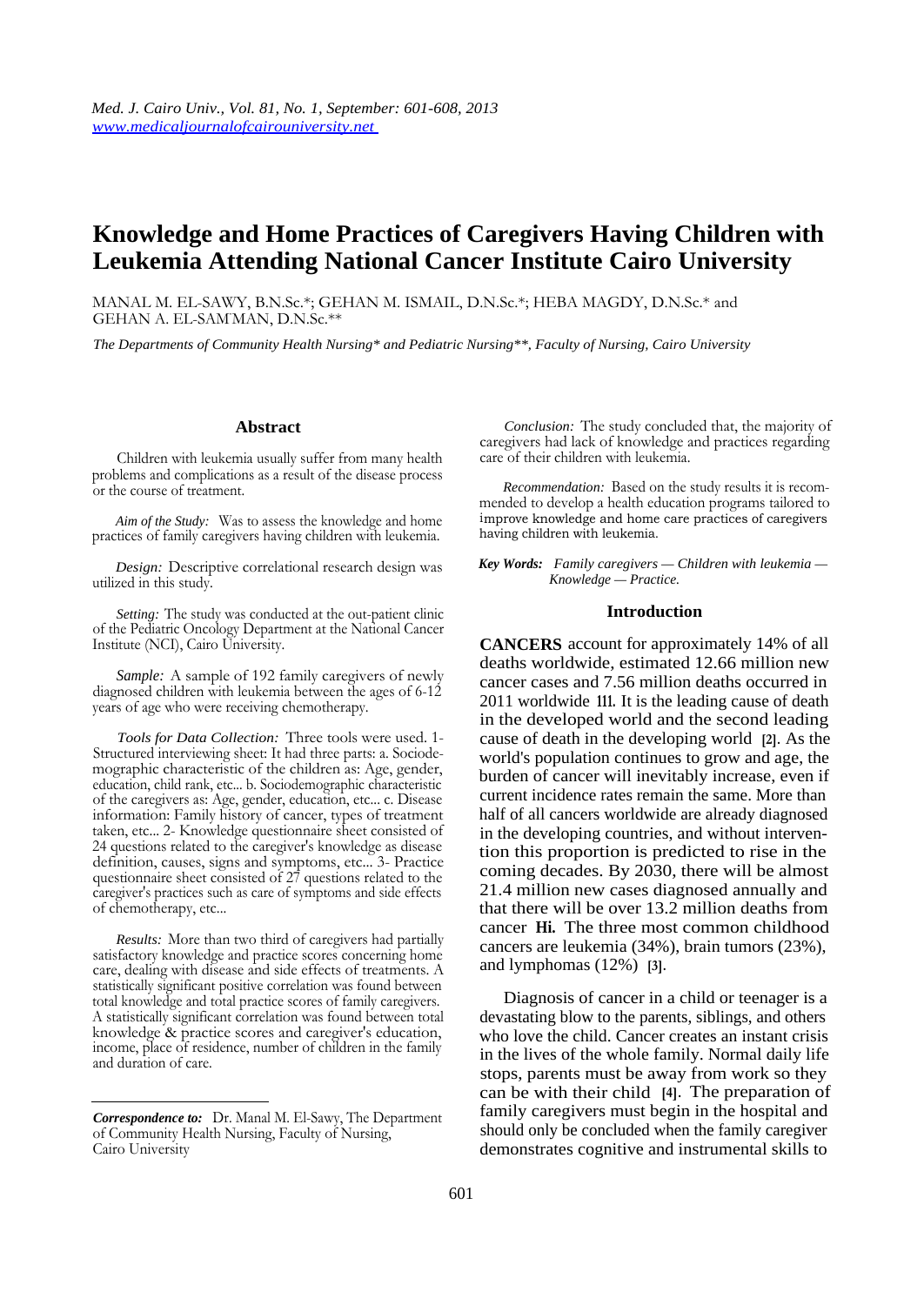# Knowledge and Home Practices of Caregivers Having Children with Leukemia Attending National Cancer Institute Cairo University

MANAL M. EL-SAWY, B.N.Sc.*; GEHAN M. ISMAIL, D.N.Sc.*; HEBA MAGDY, D.N.Sc.* and GEHAN A. EL-SAM'MAN, D.N.Sc.**

*The Departments of Community Health Nursing* and Pediatric Nursing**, Faculty of Nursing, Cairo University*

## Abstract

Children with leukemia usually suffer from many health problems and complications as a result of the disease process or the course of treatment.

*Aim of the Study:* Was to assess the knowledge and home practices of family caregivers having children with leukemia.

*Design:* Descriptive correlational research design was utilized in this study.

*Setting:* The study was conducted at the out-patient clinic of the Pediatric Oncology Department at the National Cancer Institute (NCI), Cairo University.

*Sample:* A sample of 192 family caregivers of newly diagnosed children with leukemia between the ages of 6-12 years of age who were receiving chemotherapy.

*Tools for Data Collection:* Three tools were used. 1- Structured interviewing sheet: It had three parts: a. Sociodemographic characteristic of the children as: Age, gender, education, child rank, etc... b. Sociodemographic characteristic of the caregivers as: Age, gender, education, etc... c. Disease information: Family history of cancer, types of treatment taken, etc... 2- Knowledge questionnaire sheet consisted of 24 questions related to the caregiver's knowledge as disease definition, causes, signs and symptoms, etc... 3- Practice questionnaire sheet consisted of 27 questions related to the caregiver's practices such as care of symptoms and side effects of chemotherapy, etc...

*Results:* More than two third of caregivers had partially satisfactory knowledge and practice scores concerning home care, dealing with disease and side effects of treatments. A statistically significant positive correlation was found between total knowledge and total practice scores of family caregivers. A statistically significant correlation was found between total knowledge & practice scores and caregiver's education, income, place of residence, number of children in the family and duration of care.

*Conclusion:* The study concluded that, the majority of caregivers had lack of knowledge and practices regarding care of their children with leukemia.

*Recommendation:* Based on the study results it is recommended to develop a health education programs tailored to improve knowledge and home care practices of caregivers having children with leukemia.

***Key Words:*** *Family caregivers — Children with leukemia — Knowledge — Practice.*

***Correspondence to:*** Dr. Manal M. El-Sawy, The Department of Community Health Nursing, Faculty of Nursing, Cairo University

## Introduction

**CANCERS** account for approximately 14% of all deaths worldwide, estimated 12.66 million new cancer cases and 7.56 million deaths occurred in 2011 worldwide [1]. It is the leading cause of death in the developed world and the second leading cause of death in the developing world [2]. As the world's population continues to grow and age, the burden of cancer will inevitably increase, even if current incidence rates remain the same. More than half of all cancers worldwide are already diagnosed in the developing countries, and without intervention this proportion is predicted to rise in the coming decades. By 2030, there will be almost 21.4 million new cases diagnosed annually and that there will be over 13.2 million deaths from cancer [1]. The three most common childhood cancers are leukemia (34%), brain tumors (23%), and lymphomas (12%) [3].

Diagnosis of cancer in a child or teenager is a devastating blow to the parents, siblings, and others who love the child. Cancer creates an instant crisis in the lives of the whole family. Normal daily life stops, parents must be away from work so they can be with their child [4]. The preparation of family caregivers must begin in the hospital and should only be concluded when the family caregiver demonstrates cognitive and instrumental skills to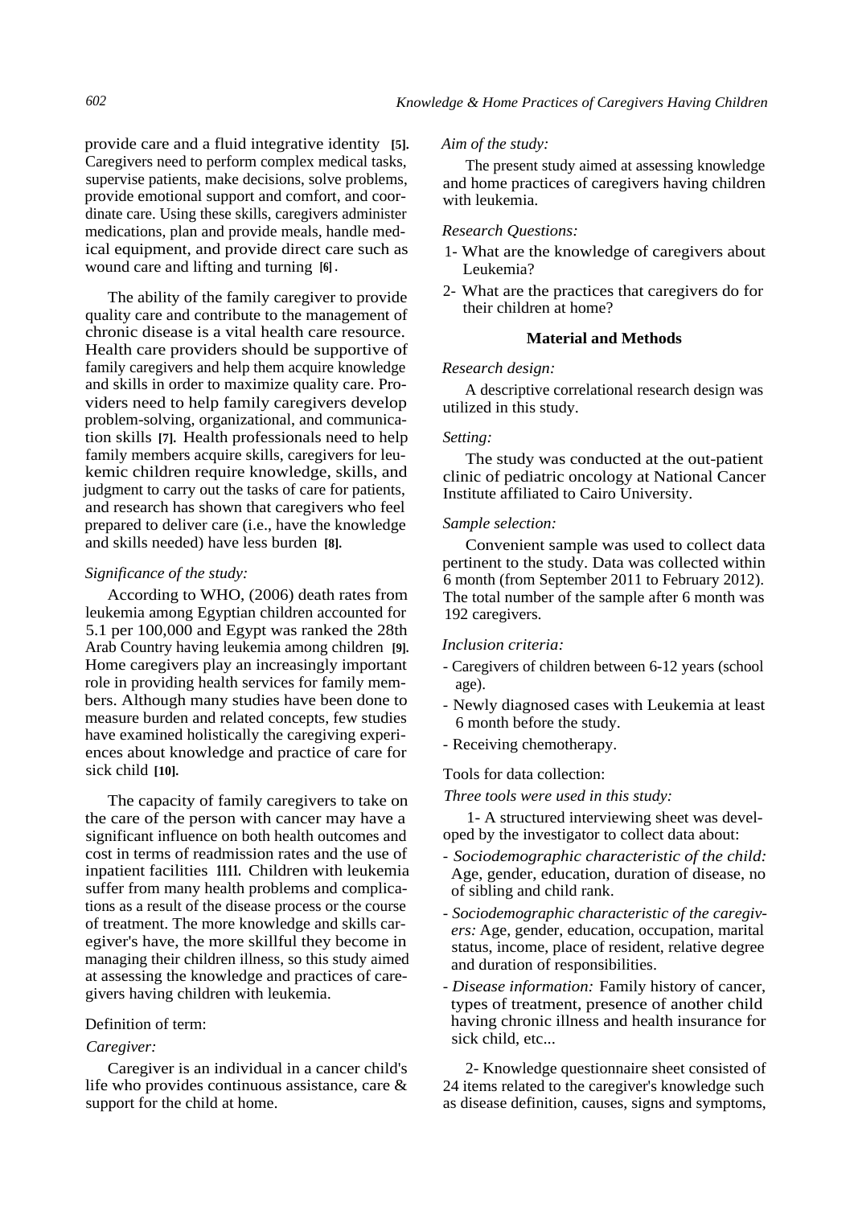provide care and a fluid integrative identity [5]. Caregivers need to perform complex medical tasks, supervise patients, make decisions, solve problems, provide emotional support and comfort, and coordinate care. Using these skills, caregivers administer medications, plan and provide meals, handle medical equipment, and provide direct care such as wound care and lifting and turning [6].

The ability of the family caregiver to provide quality care and contribute to the management of chronic disease is a vital health care resource. Health care providers should be supportive of family caregivers and help them acquire knowledge and skills in order to maximize quality care. Providers need to help family caregivers develop problem-solving, organizational, and communication skills [7]. Health professionals need to help family members acquire skills, caregivers for leukemic children require knowledge, skills, and judgment to carry out the tasks of care for patients, and research has shown that caregivers who feel prepared to deliver care (i.e., have the knowledge and skills needed) have less burden [8].

*Significance of the study:*

According to WHO, (2006) death rates from leukemia among Egyptian children accounted for 5.1 per 100,000 and Egypt was ranked the 28th Arab Country having leukemia among children [9]. Home caregivers play an increasingly important role in providing health services for family members. Although many studies have been done to measure burden and related concepts, few studies have examined holistically the caregiving experiences about knowledge and practice of care for sick child [10].

The capacity of family caregivers to take on the care of the person with cancer may have a significant influence on both health outcomes and cost in terms of readmission rates and the use of inpatient facilities [11]. Children with leukemia suffer from many health problems and complications as a result of the disease process or the course of treatment. The more knowledge and skills caregiver's have, the more skillful they become in managing their children illness, so this study aimed at assessing the knowledge and practices of caregivers having children with leukemia.

Definition of term:

*Caregiver:*

Caregiver is an individual in a cancer child's life who provides continuous assistance, care & support for the child at home.

*Aim of the study:*

The present study aimed at assessing knowledge and home practices of caregivers having children with leukemia.

*Research Questions:*

1- What are the knowledge of caregivers about Leukemia?

2- What are the practices that caregivers do for their children at home?

## Material and Methods

*Research design:*

A descriptive correlational research design was utilized in this study.

*Setting:*

The study was conducted at the out-patient clinic of pediatric oncology at National Cancer Institute affiliated to Cairo University.

*Sample selection:*

Convenient sample was used to collect data pertinent to the study. Data was collected within 6 month (from September 2011 to February 2012). The total number of the sample after 6 month was 192 caregivers.

*Inclusion criteria:*

- Caregivers of children between 6-12 years (school age).
- Newly diagnosed cases with Leukemia at least 6 month before the study.
- Receiving chemotherapy.

Tools for data collection:

*Three tools were used in this study:*

1- A structured interviewing sheet was developed by the investigator to collect data about:

- *Sociodemographic characteristic of the child:* Age, gender, education, duration of disease, no of sibling and child rank.
- *Sociodemographic characteristic of the caregivers:* Age, gender, education, occupation, marital status, income, place of resident, relative degree and duration of responsibilities.
- *Disease information:* Family history of cancer, types of treatment, presence of another child having chronic illness and health insurance for sick child, etc...

2- Knowledge questionnaire sheet consisted of 24 items related to the caregiver's knowledge such as disease definition, causes, signs and symptoms,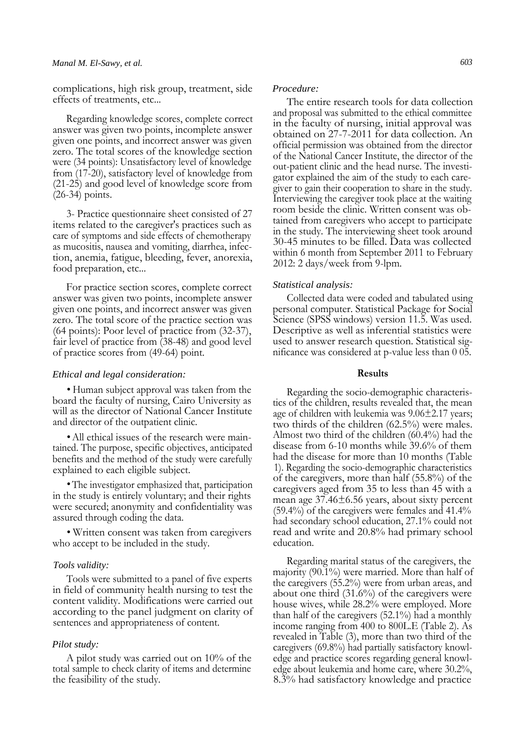complications, high risk group, treatment, side effects of treatments, etc...

Regarding knowledge scores, complete correct answer was given two points, incomplete answer given one points, and incorrect answer was given zero. The total scores of the knowledge section were (34 points): Unsatisfactory level of knowledge from (17-20), satisfactory level of knowledge from (21-25) and good level of knowledge score from (26-34) points.

3- Practice questionnaire sheet consisted of 27 items related to the caregiver's practices such as care of symptoms and side effects of chemotherapy as mucositis, nausea and vomiting, diarrhea, infection, anemia, fatigue, bleeding, fever, anorexia, food preparation, etc...

For practice section scores, complete correct answer was given two points, incomplete answer given one points, and incorrect answer was given zero. The total score of the practice section was (64 points): Poor level of practice from (32-37), fair level of practice from (38-48) and good level of practice scores from (49-64) point.

### *Ethical and legal consideration:*

- Human subject approval was taken from the board the faculty of nursing, Cairo University as will as the director of National Cancer Institute and director of the outpatient clinic.
- All ethical issues of the research were maintained. The purpose, specific objectives, anticipated benefits and the method of the study were carefully explained to each eligible subject.
- The investigator emphasized that, participation in the study is entirely voluntary; and their rights were secured; anonymity and confidentiality was assured through coding the data.
- Written consent was taken from caregivers who accept to be included in the study.

### *Tools validity:*

Tools were submitted to a panel of five experts in field of community health nursing to test the content validity. Modifications were carried out according to the panel judgment on clarity of sentences and appropriateness of content.

### *Pilot study:*

A pilot study was carried out on 10% of the total sample to check clarity of items and determine the feasibility of the study.

### *Procedure:*

The entire research tools for data collection and proposal was submitted to the ethical committee in the faculty of nursing, initial approval was obtained on 27-7-2011 for data collection. An official permission was obtained from the director of the National Cancer Institute, the director of the out-patient clinic and the head nurse. The investigator explained the aim of the study to each caregiver to gain their cooperation to share in the study. Interviewing the caregiver took place at the waiting room beside the clinic. Written consent was obtained from caregivers who accept to participate in the study. The interviewing sheet took around 30-45 minutes to be filled. Data was collected within 6 month from September 2011 to February 2012: 2 days/week from 9-1pm.

### *Statistical analysis:*

Collected data were coded and tabulated using personal computer. Statistical Package for Social Science (SPSS windows) version 11.5. Was used. Descriptive as well as inferential statistics were used to answer research question. Statistical significance was considered at p-value less than 0 05.

## Results

Regarding the socio-demographic characteristics of the children, results revealed that, the mean age of children with leukemia was 9.06±2.17 years; two thirds of the children (62.5%) were males. Almost two third of the children (60.4%) had the disease from 6-10 months while 39.6% of them had the disease for more than 10 months (Table 1). Regarding the socio-demographic characteristics of the caregivers, more than half (55.8%) of the caregivers aged from 35 to less than 45 with a mean age 37.46±6.56 years, about sixty percent (59.4%) of the caregivers were females and 41.4% had secondary school education, 27.1% could not read and write and 20.8% had primary school education.

Regarding marital status of the caregivers, the majority (90.1%) were married. More than half of the caregivers (55.2%) were from urban areas, and about one third (31.6%) of the caregivers were house wives, while 28.2% were employed. More than half of the caregivers (52.1%) had a monthly income ranging from 400 to 800L.E (Table 2). As revealed in Table (3), more than two third of the caregivers (69.8%) had partially satisfactory knowledge and practice scores regarding general knowledge about leukemia and home care, where 30.2%, 8.3% had satisfactory knowledge and practice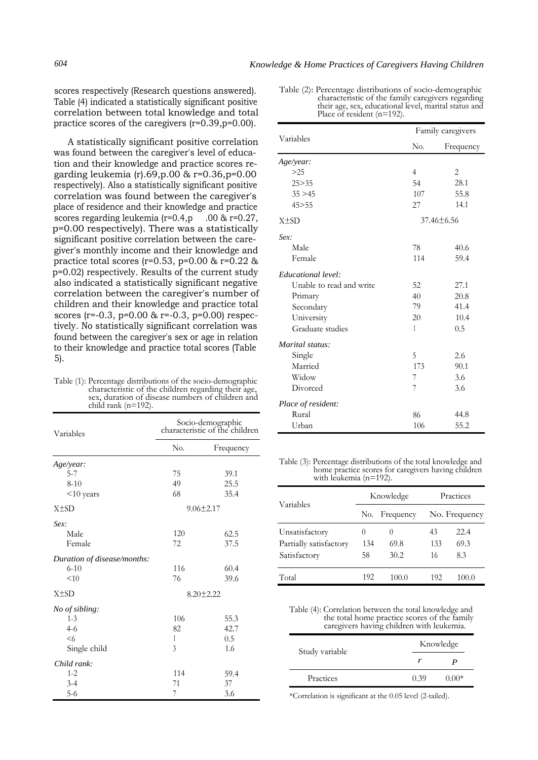scores respectively (Research questions answered). Table (4) indicated a statistically significant positive correlation between total knowledge and total practice scores of the caregivers (r=0.39,p=0.00).

A statistically significant positive correlation was found between the caregiver's level of education and their knowledge and practice scores regarding leukemia (r).69,p.00 & r=0.36,p=0.00 respectively). Also a statistically significant positive correlation was found between the caregiver's place of residence and their knowledge and practice scores regarding leukemia (r=0.4,p .00 & r=0.27, p=0.00 respectively). There was a statistically significant positive correlation between the caregiver's monthly income and their knowledge and practice total scores (r=0.53, p=0.00 & r=0.22 & p=0.02) respectively. Results of the current study also indicated a statistically significant negative correlation between the caregiver's number of children and their knowledge and practice total scores (r=-0.3, p=0.00 & r=-0.3, p=0.00) respectively. No statistically significant correlation was found between the caregiver's sex or age in relation to their knowledge and practice total scores (Table 5).

Table (1): Percentage distributions of the socio-demographic characteristic of the children regarding their age, sex, duration of disease numbers of children and child rank (n=192).

| Variables | Socio-demographic characteristic of the children | |
|---|---|---|
| | No. | Frequency |
| *Age/year:* | | |
| 5-7 | 75 | 39.1 |
| 8-10 | 49 | 25.5 |
| <10 years | 68 | 35.4 |
| X±SD | 9.06±2.17 | |
| *Sex:* | | |
| Male | 120 | 62.5 |
| Female | 72 | 37.5 |
| *Duration of disease/months:* | | |
| 6-10 | 116 | 60.4 |
| <10 | 76 | 39.6 |
| X±SD | 8.20±2.22 | |
| *No of sibling:* | | |
| 1-3 | 106 | 55.3 |
| 4-6 | 82 | 42.7 |
| <6 | 1 | 0.5 |
| Single child | 3 | 1.6 |
| *Child rank:* | | |
| 1-2 | 114 | 59.4 |
| 3-4 | 71 | 37 |
| 5-6 | 7 | 3.6 |

Table (2): Percentage distributions of socio-demographic characteristic of the family caregivers regarding their age, sex, educational level, marital status and Place of resident (n=192).

| Variables | Family caregivers | |
|---|---|---|
| | No. | Frequency |
| *Age/year:* | | |
| >25 | 4 | 2 |
| 25>35 | 54 | 28.1 |
| 35 >45 | 107 | 55.8 |
| 45>55 | 27 | 14.1 |
| X±SD | 37.46±6.56 | |
| *Sex:* | | |
| Male | 78 | 40.6 |
| Female | 114 | 59.4 |
| *Educational level:* | | |
| Unable to read and write | 52 | 27.1 |
| Primary | 40 | 20.8 |
| Secondary | 79 | 41.4 |
| University | 20 | 10.4 |
| Graduate studies | 1 | 0.5 |
| *Marital status:* | | |
| Single | 5 | 2.6 |
| Married | 173 | 90.1 |
| Widow | 7 | 3.6 |
| Divorced | 7 | 3.6 |
| *Place of resident:* | | |
| Rural | 86 | 44.8 |
| Urban | 106 | 55.2 |

Table (3): Percentage distributions of the total knowledge and home practice scores for caregivers having children with leukemia (n=192).

| Variables | Knowledge | | Practices | |
|---|---|---|---|---|
| | No. | Frequency | No. | Frequency |
| Unsatisfactory | 0 | 0 | 43 | 22.4 |
| Partially satisfactory | 134 | 69.8 | 133 | 69.3 |
| Satisfactory | 58 | 30.2 | 16 | 8.3 |
| Total | 192 | 100.0 | 192 | 100.0 |

Table (4): Correlation between the total knowledge and the total home practice scores of the family caregivers having children with leukemia.

| Study variable | Knowledge | |
|---|---|---|
| | *r* | *P* |
| Practices | 0.39 | 0.00* |

*Correlation is significant at the 0.05 level (2-tailed).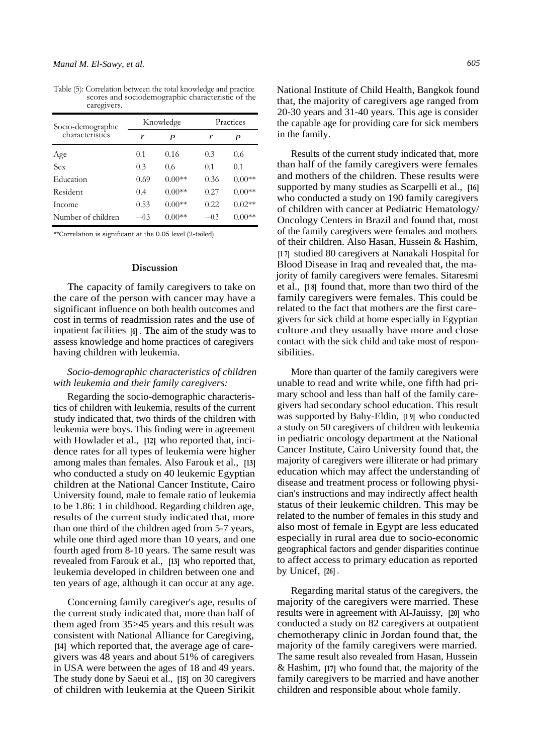Table (5): Correlation between the total knowledge and practice scores and sociodemographic characteristic of the caregivers.

| Socio-demographic characteristics | Knowledge | | Practices | |
|---|---|---|---|---|
| | *r* | *P* | *r* | *P* |
| Age | 0.1 | 0.16 | 0.3 | 0.6 |
| Sex | 0.3 | 0.6 | 0.1 | 0.1 |
| Education | 0.69 | 0.00** | 0.36 | 0.00** |
| Resident | 0.4 | 0.00** | 0.27 | 0.00** |
| Income | 0.53 | 0.00** | 0.22 | 0.02** |
| Number of children | —0.3 | 0.00** | —0.3 | 0.00** |

**Correlation is significant at the 0.05 level (2-tailed).

## Discussion

The capacity of family caregivers to take on the care of the person with cancer may have a significant influence on both health outcomes and cost in terms of readmission rates and the use of inpatient facilities [6]. The aim of the study was to assess knowledge and home practices of caregivers having children with leukemia.

*Socio-demographic characteristics of children with leukemia and their family caregivers:*

Regarding the socio-demographic characteristics of children with leukemia, results of the current study indicated that, two thirds of the children with leukemia were boys. This finding were in agreement with Howlader et al., [12] who reported that, incidence rates for all types of leukemia were higher among males than females. Also Farouk et al., [13] who conducted a study on 40 leukemic Egyptian children at the National Cancer Institute, Cairo University found, male to female ratio of leukemia to be 1.86: 1 in childhood. Regarding children age, results of the current study indicated that, more than one third of the children aged from 5-7 years, while one third aged more than 10 years, and one fourth aged from 8-10 years. The same result was revealed from Farouk et al., [13] who reported that, leukemia developed in children between one and ten years of age, although it can occur at any age.

Concerning family caregiver's age, results of the current study indicated that, more than half of them aged from 35>45 years and this result was consistent with National Alliance for Caregiving, [14] which reported that, the average age of caregivers was 48 years and about 51% of caregivers in USA were between the ages of 18 and 49 years. The study done by Saeui et al., [15] on 30 caregivers of children with leukemia at the Queen Sirikit National Institute of Child Health, Bangkok found that, the majority of caregivers age ranged from 20-30 years and 31-40 years. This age is consider the capable age for providing care for sick members in the family.

Results of the current study indicated that, more than half of the family caregivers were females and mothers of the children. These results were supported by many studies as Scarpelli et al., [16] who conducted a study on 190 family caregivers of children with cancer at Pediatric Hematology/Oncology Centers in Brazil and found that, most of the family caregivers were females and mothers of their children. Also Hasan, Hussein & Hashim, [17] studied 80 caregivers at Nanakali Hospital for Blood Disease in Iraq and revealed that, the majority of family caregivers were females. Sitaresmi et al., [18] found that, more than two third of the family caregivers were females. This could be related to the fact that mothers are the first caregivers for sick child at home especially in Egyptian culture and they usually have more and close contact with the sick child and take most of responsibilities.

More than quarter of the family caregivers were unable to read and write while, one fifth had primary school and less than half of the family caregivers had secondary school education. This result was supported by Bahy-Eldin, [19] who conducted a study on 50 caregivers of children with leukemia in pediatric oncology department at the National Cancer Institute, Cairo University found that, the majority of caregivers were illiterate or had primary education which may affect the understanding of disease and treatment process or following physician's instructions and may indirectly affect health status of their leukemic children. This may be related to the number of females in this study and also most of female in Egypt are less educated especially in rural area due to socio-economic geographical factors and gender disparities continue to affect access to primary education as reported by Unicef, [26].

Regarding marital status of the caregivers, the majority of the caregivers were married. These results were in agreement with Al-Jauissy, [20] who conducted a study on 82 caregivers at outpatient chemotherapy clinic in Jordan found that, the majority of the family caregivers were married. The same result also revealed from Hasan, Hussein & Hashim, [17] who found that, the majority of the family caregivers to be married and have another children and responsible about whole family.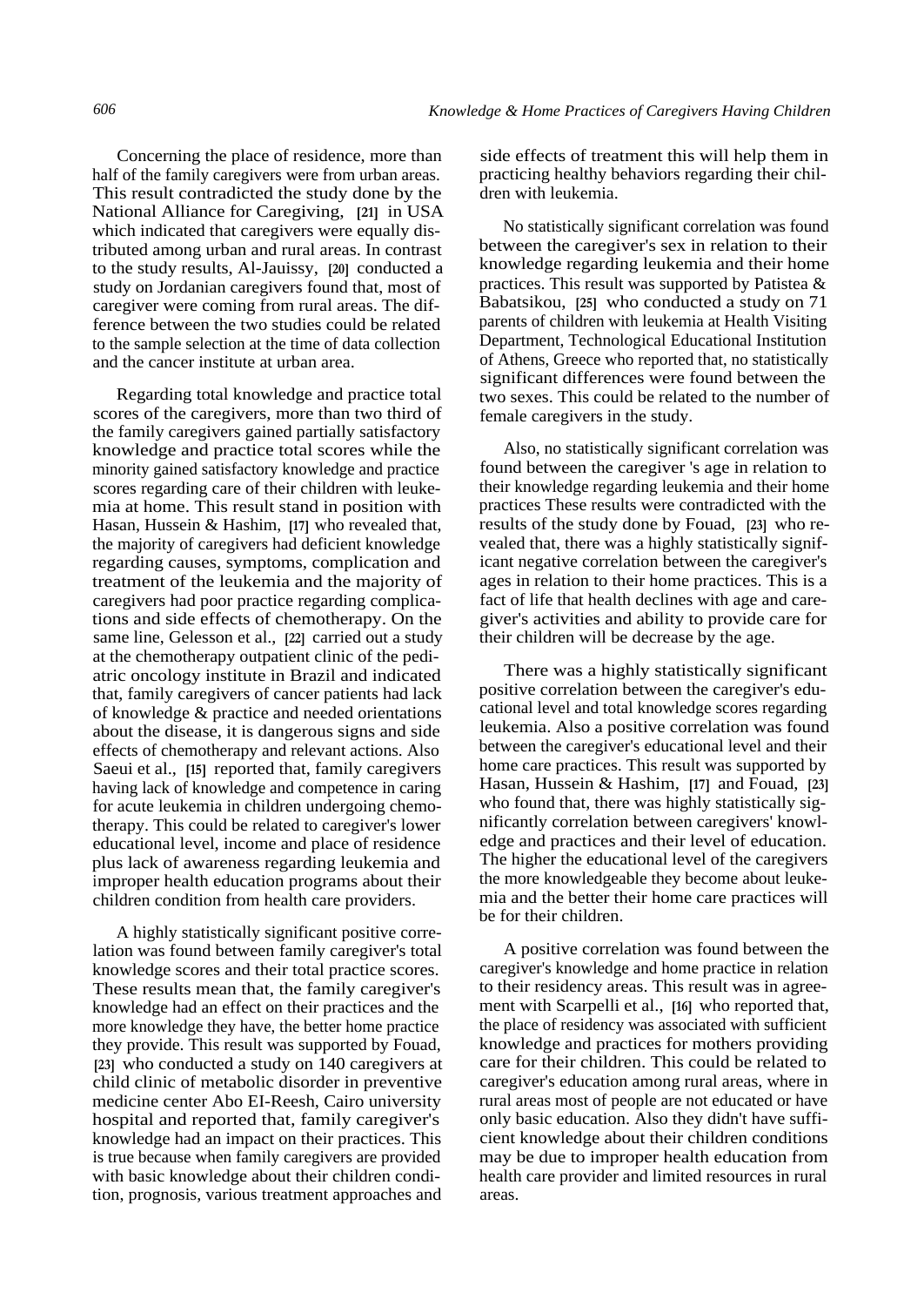Concerning the place of residence, more than half of the family caregivers were from urban areas. This result contradicted the study done by the National Alliance for Caregiving, [21] in USA which indicated that caregivers were equally distributed among urban and rural areas. In contrast to the study results, Al-Jauissy, [20] conducted a study on Jordanian caregivers found that, most of caregiver were coming from rural areas. The difference between the two studies could be related to the sample selection at the time of data collection and the cancer institute at urban area.

Regarding total knowledge and practice total scores of the caregivers, more than two third of the family caregivers gained partially satisfactory knowledge and practice total scores while the minority gained satisfactory knowledge and practice scores regarding care of their children with leukemia at home. This result stand in position with Hasan, Hussein & Hashim, [17] who revealed that, the majority of caregivers had deficient knowledge regarding causes, symptoms, complication and treatment of the leukemia and the majority of caregivers had poor practice regarding complications and side effects of chemotherapy. On the same line, Gelesson et al., [22] carried out a study at the chemotherapy outpatient clinic of the pediatric oncology institute in Brazil and indicated that, family caregivers of cancer patients had lack of knowledge & practice and needed orientations about the disease, it is dangerous signs and side effects of chemotherapy and relevant actions. Also Saeui et al., [15] reported that, family caregivers having lack of knowledge and competence in caring for acute leukemia in children undergoing chemotherapy. This could be related to caregiver's lower educational level, income and place of residence plus lack of awareness regarding leukemia and improper health education programs about their children condition from health care providers.

A highly statistically significant positive correlation was found between family caregiver's total knowledge scores and their total practice scores. These results mean that, the family caregiver's knowledge had an effect on their practices and the more knowledge they have, the better home practice they provide. This result was supported by Fouad, [23] who conducted a study on 140 caregivers at child clinic of metabolic disorder in preventive medicine center Abo EI-Reesh, Cairo university hospital and reported that, family caregiver's knowledge had an impact on their practices. This is true because when family caregivers are provided with basic knowledge about their children condition, prognosis, various treatment approaches and side effects of treatment this will help them in practicing healthy behaviors regarding their children with leukemia.

No statistically significant correlation was found between the caregiver's sex in relation to their knowledge regarding leukemia and their home practices. This result was supported by Patistea & Babatsikou, [25] who conducted a study on 71 parents of children with leukemia at Health Visiting Department, Technological Educational Institution of Athens, Greece who reported that, no statistically significant differences were found between the two sexes. This could be related to the number of female caregivers in the study.

Also, no statistically significant correlation was found between the caregiver 's age in relation to their knowledge regarding leukemia and their home practices These results were contradicted with the results of the study done by Fouad, [23] who revealed that, there was a highly statistically significant negative correlation between the caregiver's ages in relation to their home practices. This is a fact of life that health declines with age and caregiver's activities and ability to provide care for their children will be decrease by the age.

There was a highly statistically significant positive correlation between the caregiver's educational level and total knowledge scores regarding leukemia. Also a positive correlation was found between the caregiver's educational level and their home care practices. This result was supported by Hasan, Hussein & Hashim, [17] and Fouad, [23] who found that, there was highly statistically significantly correlation between caregivers' knowledge and practices and their level of education. The higher the educational level of the caregivers the more knowledgeable they become about leukemia and the better their home care practices will be for their children.

A positive correlation was found between the caregiver's knowledge and home practice in relation to their residency areas. This result was in agreement with Scarpelli et al., [16] who reported that, the place of residency was associated with sufficient knowledge and practices for mothers providing care for their children. This could be related to caregiver's education among rural areas, where in rural areas most of people are not educated or have only basic education. Also they didn't have sufficient knowledge about their children conditions may be due to improper health education from health care provider and limited resources in rural areas.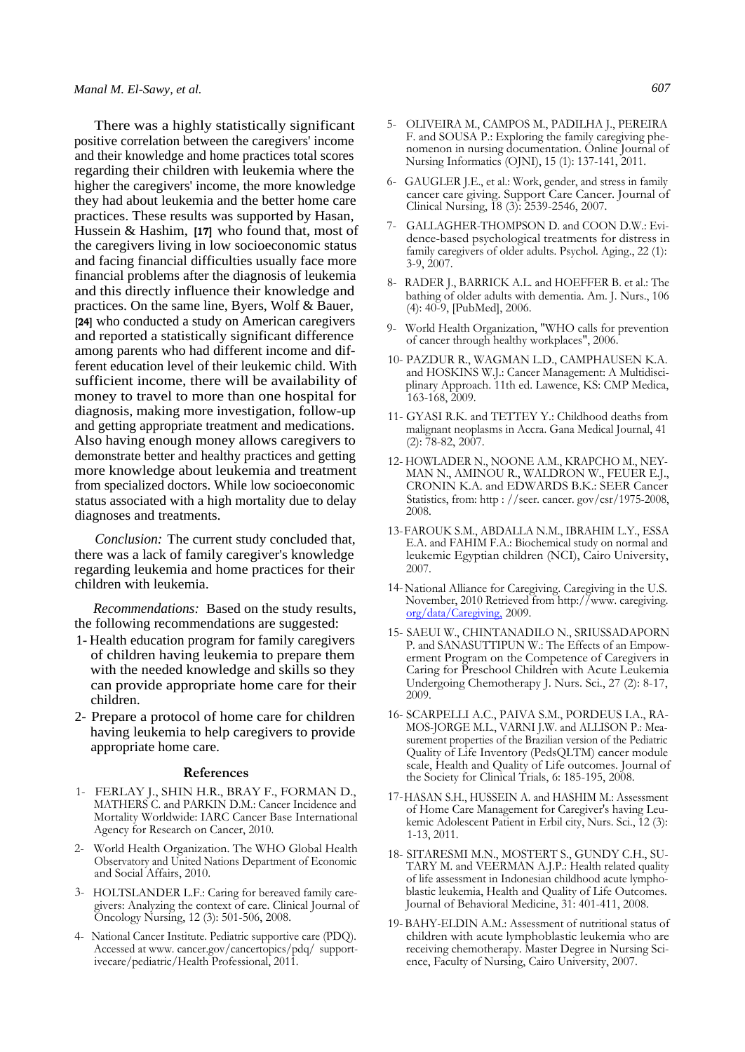There was a highly statistically significant positive correlation between the caregivers' income and their knowledge and home practices total scores regarding their children with leukemia where the higher the caregivers' income, the more knowledge they had about leukemia and the better home care practices. These results was supported by Hasan, Hussein & Hashim, [17] who found that, most of the caregivers living in low socioeconomic status and facing financial difficulties usually face more financial problems after the diagnosis of leukemia and this directly influence their knowledge and practices. On the same line, Byers, Wolf & Bauer, [24] who conducted a study on American caregivers and reported a statistically significant difference among parents who had different income and different education level of their leukemic child. With sufficient income, there will be availability of money to travel to more than one hospital for diagnosis, making more investigation, follow-up and getting appropriate treatment and medications. Also having enough money allows caregivers to demonstrate better and healthy practices and getting more knowledge about leukemia and treatment from specialized doctors. While low socioeconomic status associated with a high mortality due to delay diagnoses and treatments.

*Conclusion:* The current study concluded that, there was a lack of family caregiver's knowledge regarding leukemia and home practices for their children with leukemia.

*Recommendations:* Based on the study results, the following recommendations are suggested:

1- Health education program for family caregivers of children having leukemia to prepare them with the needed knowledge and skills so they can provide appropriate home care for their children.
2- Prepare a protocol of home care for children having leukemia to help caregivers to provide appropriate home care.

## References

1- FERLAY J., SHIN H.R., BRAY F., FORMAN D., MATHERS C. and PARKIN D.M.: Cancer Incidence and Mortality Worldwide: IARC Cancer Base International Agency for Research on Cancer, 2010.

2- World Health Organization. The WHO Global Health Observatory and United Nations Department of Economic and Social Affairs, 2010.

3- HOLTSLANDER L.F.: Caring for bereaved family caregivers: Analyzing the context of care. Clinical Journal of Oncology Nursing, 12 (3): 501-506, 2008.

4- National Cancer Institute. Pediatric supportive care (PDQ). Accessed at www. cancer.gov/cancertopics/pdq/ supportivecare/pediatric/Health Professional, 2011.

5- OLIVEIRA M., CAMPOS M., PADILHA J., PEREIRA F. and SOUSA P.: Exploring the family caregiving phenomenon in nursing documentation. Online Journal of Nursing Informatics (OJNI), 15 (1): 137-141, 2011.

6- GAUGLER J.E., et al.: Work, gender, and stress in family cancer care giving. Support Care Cancer. Journal of Clinical Nursing, 18 (3): 2539-2546, 2007.

7- GALLAGHER-THOMPSON D. and COON D.W.: Evidence-based psychological treatments for distress in family caregivers of older adults. Psychol. Aging., 22 (1): 3-9, 2007.

8- RADER J., BARRICK A.L. and HOEFFER B. et al.: The bathing of older adults with dementia. Am. J. Nurs., 106 (4): 40-9, [PubMed], 2006.

9- World Health Organization, "WHO calls for prevention of cancer through healthy workplaces", 2006.

10- PAZDUR R., WAGMAN L.D., CAMPHAUSEN K.A. and HOSKINS W.J.: Cancer Management: A Multidisciplinary Approach. 11th ed. Lawence, KS: CMP Medica, 163-168, 2009.

11- GYASI R.K. and TETTEY Y.: Childhood deaths from malignant neoplasms in Accra. Gana Medical Journal, 41 (2): 78-82, 2007.

12- HOWLADER N., NOONE A.M., KRAPCHO M., NEYMAN N., AMINOU R., WALDRON W., FEUER E.J., CRONIN K.A. and EDWARDS B.K.: SEER Cancer Statistics, from: http : //seer. cancer. gov/csr/1975-2008, 2008.

13- FAROUK S.M., ABDALLA N.M., IBRAHIM L.Y., ESSA E.A. and FAHIM F.A.: Biochemical study on normal and leukemic Egyptian children (NCI), Cairo University, 2007.

14- National Alliance for Caregiving. Caregiving in the U.S. November, 2010 Retrieved from http://www. caregiving. org/data/Caregiving, 2009.

15- SAEUI W., CHINTANADILO N., SRIUSSADAPORN P. and SANASUTTIPUN W.: The Effects of an Empowerment Program on the Competence of Caregivers in Caring for Preschool Children with Acute Leukemia Undergoing Chemotherapy J. Nurs. Sci., 27 (2): 8-17, 2009.

16- SCARPELLI A.C., PAIVA S.M., PORDEUS I.A., RAMOS-JORGE M.L., VARNI J.W. and ALLISON P.: Measurement properties of the Brazilian version of the Pediatric Quality of Life Inventory (PedsQLTM) cancer module scale, Health and Quality of Life outcomes. Journal of the Society for Clinical Trials, 6: 185-195, 2008.

17- HASAN S.H., HUSSEIN A. and HASHIM M.: Assessment of Home Care Management for Caregiver's having Leukemic Adolescent Patient in Erbil city, Nurs. Sci., 12 (3): 1-13, 2011.

18- SITARESMI M.N., MOSTERT S., GUNDY C.H., SUTARY M. and VEERMAN A.J.P.: Health related quality of life assessment in Indonesian childhood acute lymphoblastic leukemia, Health and Quality of Life Outcomes. Journal of Behavioral Medicine, 31: 401-411, 2008.

19- BAHY-ELDIN A.M.: Assessment of nutritional status of children with acute lymphoblastic leukemia who are receiving chemotherapy. Master Degree in Nursing Science, Faculty of Nursing, Cairo University, 2007.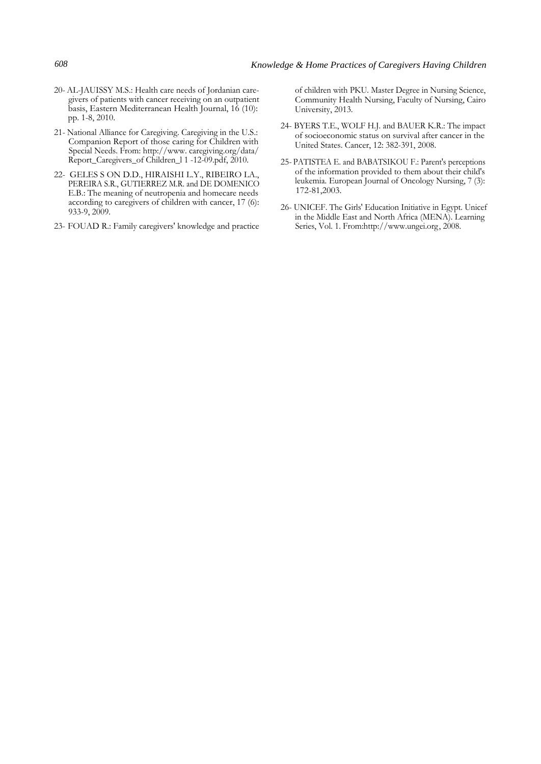20- AL-JAUISSY M.S.: Health care needs of Jordanian caregivers of patients with cancer receiving on an outpatient basis, Eastern Mediterranean Health Journal, 16 (10): pp. 1-8, 2010.

21- National Alliance for Caregiving. Caregiving in the U.S.: Companion Report of those caring for Children with Special Needs. From: http://www. caregiving.org/data/ Report_Caregivers_of Children_l 1 -12-09.pdf, 2010.

22- GELES S ON D.D., HIRAISHI L.Y., RIBEIRO LA., PEREIRA S.R., GUTIERREZ M.R. and DE DOMENICO E.B.: The meaning of neutropenia and homecare needs according to caregivers of children with cancer, 17 (6): 933-9, 2009.

23- FOUAD R.: Family caregivers' knowledge and practice of children with PKU. Master Degree in Nursing Science, Community Health Nursing, Faculty of Nursing, Cairo University, 2013.

24- BYERS T.E., WOLF H.J. and BAUER K.R.: The impact of socioeconomic status on survival after cancer in the United States. Cancer, 12: 382-391, 2008.

25- PATISTEA E. and BABATSIKOU F.: Parent's perceptions of the information provided to them about their child's leukemia. European Journal of Oncology Nursing, 7 (3): 172-81,2003.

26- UNICEF. The Girls' Education Initiative in Egypt. Unicef in the Middle East and North Africa (MENA). Learning Series, Vol. 1. From:http://www.ungei.org, 2008.